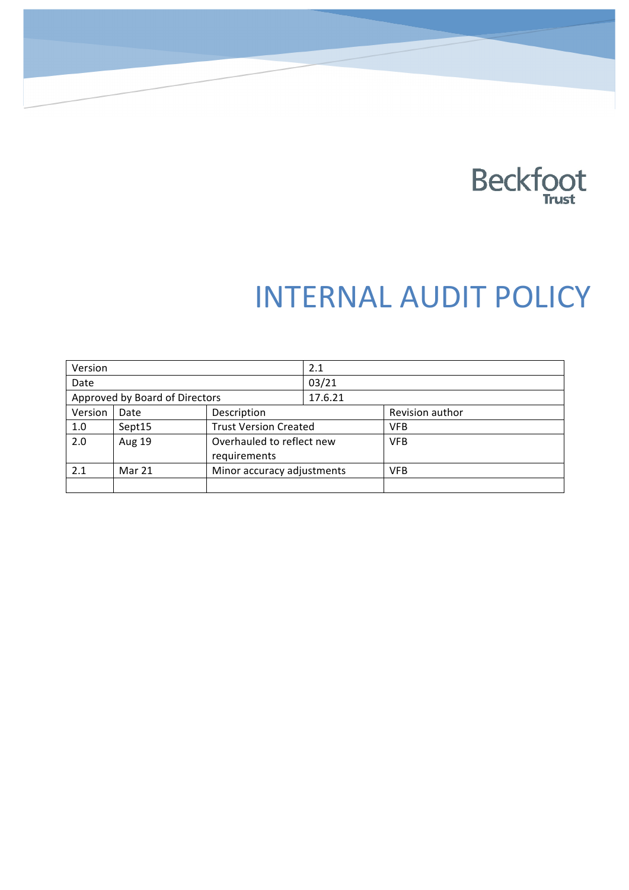Beckfoot Trust

# INTERNAL AUDIT POLICY

| | | | |
|---|---|---|---|
| Version | | 2.1 | |
| Date | | 03/21 | |
| Approved by Board of Directors | | 17.6.21 | |
| Version | Date | Description | Revision author |
| 1.0 | Sept15 | Trust Version Created | VFB |
| 2.0 | Aug 19 | Overhauled to reflect new requirements | VFB |
| 2.1 | Mar 21 | Minor accuracy adjustments | VFB |
| | | | |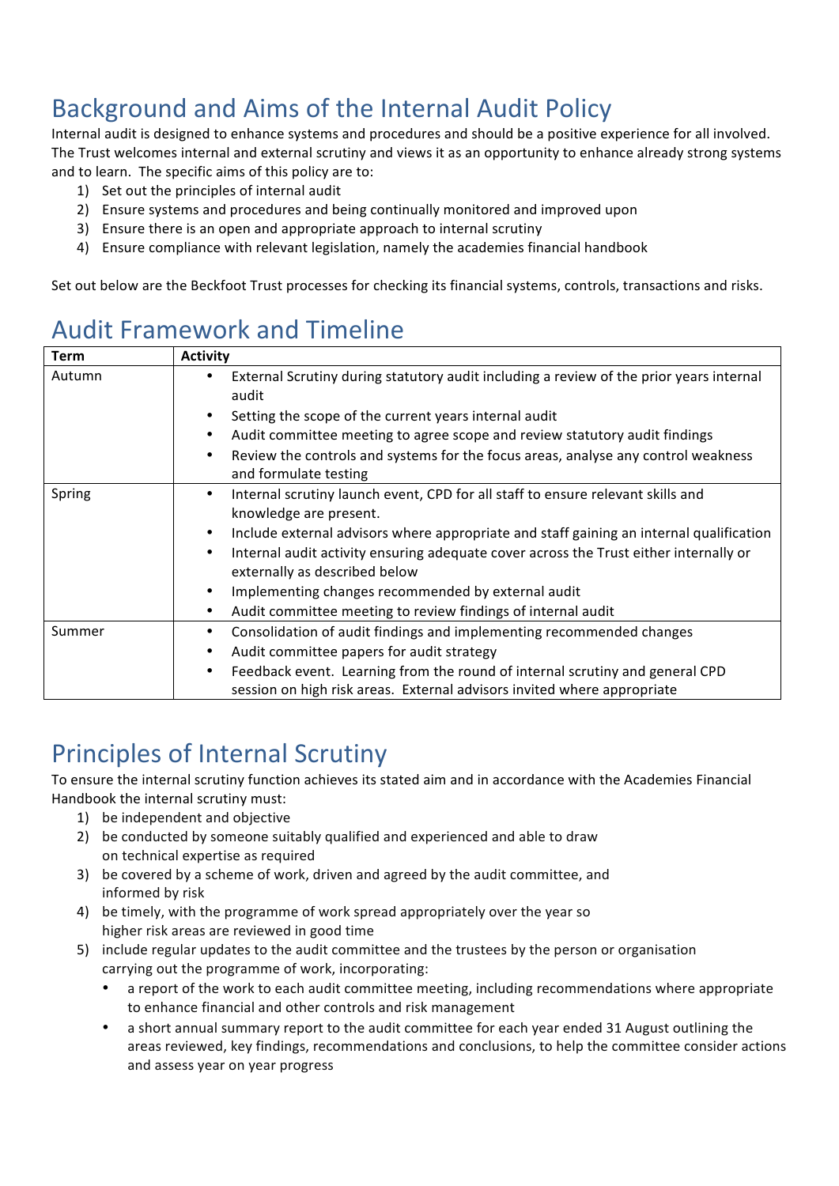## Background and Aims of the Internal Audit Policy

Internal audit is designed to enhance systems and procedures and should be a positive experience for all involved. The Trust welcomes internal and external scrutiny and views it as an opportunity to enhance already strong systems and to learn. The specific aims of this policy are to:

1) Set out the principles of internal audit
2) Ensure systems and procedures and being continually monitored and improved upon
3) Ensure there is an open and appropriate approach to internal scrutiny
4) Ensure compliance with relevant legislation, namely the academies financial handbook

Set out below are the Beckfoot Trust processes for checking its financial systems, controls, transactions and risks.

## Audit Framework and Timeline

| Term | Activity |
|---|---|
| Autumn | • External Scrutiny during statutory audit including a review of the prior years internal audit<br>• Setting the scope of the current years internal audit<br>• Audit committee meeting to agree scope and review statutory audit findings<br>• Review the controls and systems for the focus areas, analyse any control weakness and formulate testing |
| Spring | • Internal scrutiny launch event, CPD for all staff to ensure relevant skills and knowledge are present.<br>• Include external advisors where appropriate and staff gaining an internal qualification<br>• Internal audit activity ensuring adequate cover across the Trust either internally or externally as described below<br>• Implementing changes recommended by external audit<br>• Audit committee meeting to review findings of internal audit |
| Summer | • Consolidation of audit findings and implementing recommended changes<br>• Audit committee papers for audit strategy<br>• Feedback event. Learning from the round of internal scrutiny and general CPD session on high risk areas. External advisors invited where appropriate |

## Principles of Internal Scrutiny

To ensure the internal scrutiny function achieves its stated aim and in accordance with the Academies Financial Handbook the internal scrutiny must:

1) be independent and objective
2) be conducted by someone suitably qualified and experienced and able to draw on technical expertise as required
3) be covered by a scheme of work, driven and agreed by the audit committee, and informed by risk
4) be timely, with the programme of work spread appropriately over the year so higher risk areas are reviewed in good time
5) include regular updates to the audit committee and the trustees by the person or organisation carrying out the programme of work, incorporating:
   - a report of the work to each audit committee meeting, including recommendations where appropriate to enhance financial and other controls and risk management
   - a short annual summary report to the audit committee for each year ended 31 August outlining the areas reviewed, key findings, recommendations and conclusions, to help the committee consider actions and assess year on year progress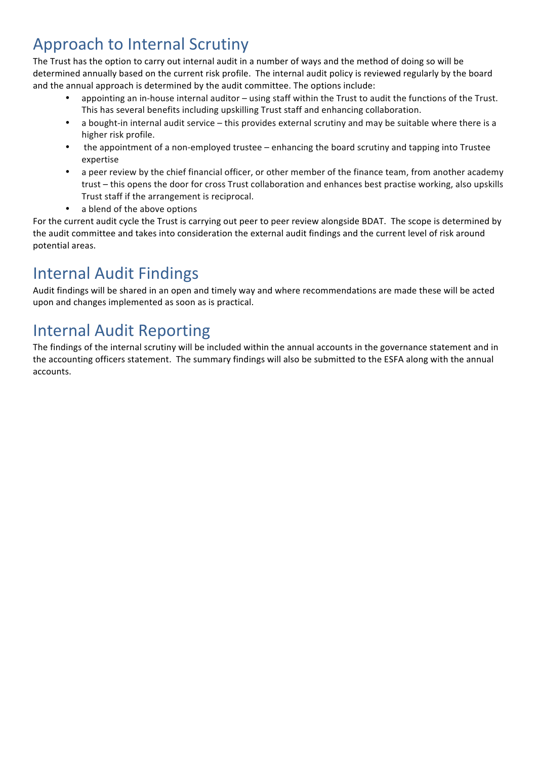## Approach to Internal Scrutiny

The Trust has the option to carry out internal audit in a number of ways and the method of doing so will be determined annually based on the current risk profile. The internal audit policy is reviewed regularly by the board and the annual approach is determined by the audit committee. The options include:

- appointing an in-house internal auditor – using staff within the Trust to audit the functions of the Trust. This has several benefits including upskilling Trust staff and enhancing collaboration.
- a bought-in internal audit service – this provides external scrutiny and may be suitable where there is a higher risk profile.
- the appointment of a non-employed trustee – enhancing the board scrutiny and tapping into Trustee expertise
- a peer review by the chief financial officer, or other member of the finance team, from another academy trust – this opens the door for cross Trust collaboration and enhances best practise working, also upskills Trust staff if the arrangement is reciprocal.
- a blend of the above options

For the current audit cycle the Trust is carrying out peer to peer review alongside BDAT. The scope is determined by the audit committee and takes into consideration the external audit findings and the current level of risk around potential areas.

## Internal Audit Findings

Audit findings will be shared in an open and timely way and where recommendations are made these will be acted upon and changes implemented as soon as is practical.

## Internal Audit Reporting

The findings of the internal scrutiny will be included within the annual accounts in the governance statement and in the accounting officers statement. The summary findings will also be submitted to the ESFA along with the annual accounts.